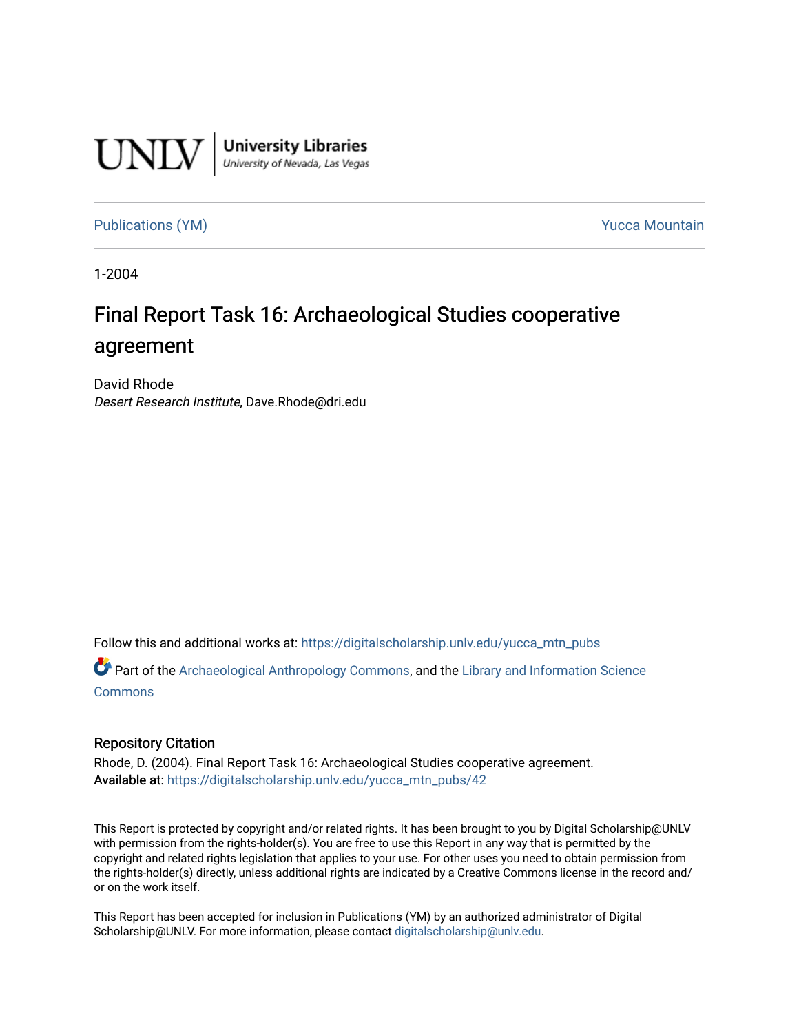UNLV | University Libraries
University of Nevada, Las Vegas

Publications (YM) Yucca Mountain

1-2004

# Final Report Task 16: Archaeological Studies cooperative agreement

David Rhode
*Desert Research Institute*, Dave.Rhode@dri.edu

Follow this and additional works at: https://digitalscholarship.unlv.edu/yucca_mtn_pubs

Part of the Archaeological Anthropology Commons, and the Library and Information Science Commons

## Repository Citation

Rhode, D. (2004). Final Report Task 16: Archaeological Studies cooperative agreement.
**Available at:** https://digitalscholarship.unlv.edu/yucca_mtn_pubs/42

This Report is protected by copyright and/or related rights. It has been brought to you by Digital Scholarship@UNLV with permission from the rights-holder(s). You are free to use this Report in any way that is permitted by the copyright and related rights legislation that applies to your use. For other uses you need to obtain permission from the rights-holder(s) directly, unless additional rights are indicated by a Creative Commons license in the record and/or on the work itself.

This Report has been accepted for inclusion in Publications (YM) by an authorized administrator of Digital Scholarship@UNLV. For more information, please contact digitalscholarship@unlv.edu.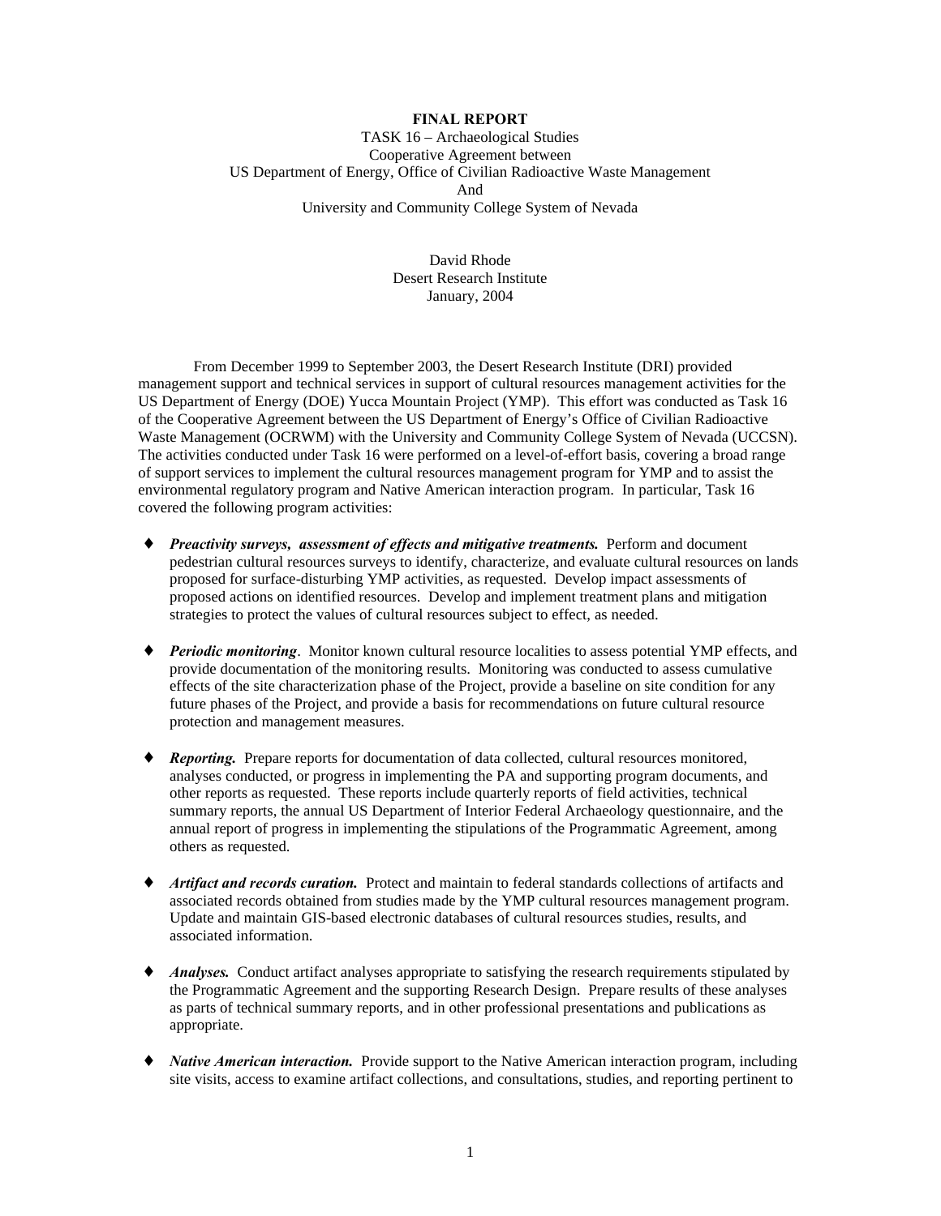**FINAL REPORT**

TASK 16 – Archaeological Studies
Cooperative Agreement between
US Department of Energy, Office of Civilian Radioactive Waste Management
And
University and Community College System of Nevada

David Rhode
Desert Research Institute
January, 2004

From December 1999 to September 2003, the Desert Research Institute (DRI) provided management support and technical services in support of cultural resources management activities for the US Department of Energy (DOE) Yucca Mountain Project (YMP). This effort was conducted as Task 16 of the Cooperative Agreement between the US Department of Energy's Office of Civilian Radioactive Waste Management (OCRWM) with the University and Community College System of Nevada (UCCSN). The activities conducted under Task 16 were performed on a level-of-effort basis, covering a broad range of support services to implement the cultural resources management program for YMP and to assist the environmental regulatory program and Native American interaction program. In particular, Task 16 covered the following program activities:

- ***Preactivity surveys, assessment of effects and mitigative treatments.*** Perform and document pedestrian cultural resources surveys to identify, characterize, and evaluate cultural resources on lands proposed for surface-disturbing YMP activities, as requested. Develop impact assessments of proposed actions on identified resources. Develop and implement treatment plans and mitigation strategies to protect the values of cultural resources subject to effect, as needed.

- ***Periodic monitoring***. Monitor known cultural resource localities to assess potential YMP effects, and provide documentation of the monitoring results. Monitoring was conducted to assess cumulative effects of the site characterization phase of the Project, provide a baseline on site condition for any future phases of the Project, and provide a basis for recommendations on future cultural resource protection and management measures.

- ***Reporting.*** Prepare reports for documentation of data collected, cultural resources monitored, analyses conducted, or progress in implementing the PA and supporting program documents, and other reports as requested. These reports include quarterly reports of field activities, technical summary reports, the annual US Department of Interior Federal Archaeology questionnaire, and the annual report of progress in implementing the stipulations of the Programmatic Agreement, among others as requested.

- ***Artifact and records curation.*** Protect and maintain to federal standards collections of artifacts and associated records obtained from studies made by the YMP cultural resources management program. Update and maintain GIS-based electronic databases of cultural resources studies, results, and associated information.

- ***Analyses.*** Conduct artifact analyses appropriate to satisfying the research requirements stipulated by the Programmatic Agreement and the supporting Research Design. Prepare results of these analyses as parts of technical summary reports, and in other professional presentations and publications as appropriate.

- ***Native American interaction.*** Provide support to the Native American interaction program, including site visits, access to examine artifact collections, and consultations, studies, and reporting pertinent to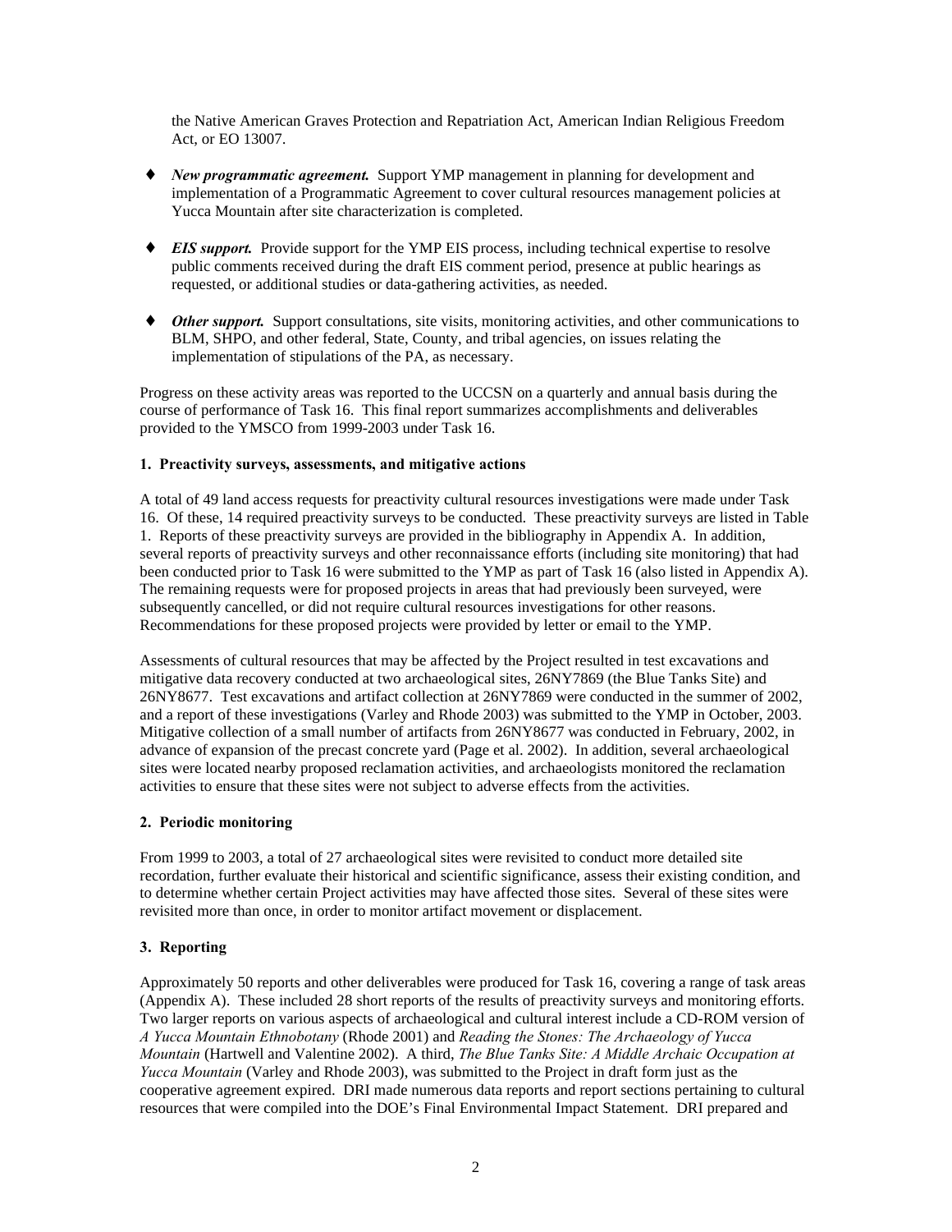the Native American Graves Protection and Repatriation Act, American Indian Religious Freedom Act, or EO 13007.

- ***New programmatic agreement.*** Support YMP management in planning for development and implementation of a Programmatic Agreement to cover cultural resources management policies at Yucca Mountain after site characterization is completed.

- ***EIS support.*** Provide support for the YMP EIS process, including technical expertise to resolve public comments received during the draft EIS comment period, presence at public hearings as requested, or additional studies or data-gathering activities, as needed.

- ***Other support.*** Support consultations, site visits, monitoring activities, and other communications to BLM, SHPO, and other federal, State, County, and tribal agencies, on issues relating the implementation of stipulations of the PA, as necessary.

Progress on these activity areas was reported to the UCCSN on a quarterly and annual basis during the course of performance of Task 16. This final report summarizes accomplishments and deliverables provided to the YMSCO from 1999-2003 under Task 16.

**1. Preactivity surveys, assessments, and mitigative actions**

A total of 49 land access requests for preactivity cultural resources investigations were made under Task 16. Of these, 14 required preactivity surveys to be conducted. These preactivity surveys are listed in Table 1. Reports of these preactivity surveys are provided in the bibliography in Appendix A. In addition, several reports of preactivity surveys and other reconnaissance efforts (including site monitoring) that had been conducted prior to Task 16 were submitted to the YMP as part of Task 16 (also listed in Appendix A). The remaining requests were for proposed projects in areas that had previously been surveyed, were subsequently cancelled, or did not require cultural resources investigations for other reasons. Recommendations for these proposed projects were provided by letter or email to the YMP.

Assessments of cultural resources that may be affected by the Project resulted in test excavations and mitigative data recovery conducted at two archaeological sites, 26NY7869 (the Blue Tanks Site) and 26NY8677. Test excavations and artifact collection at 26NY7869 were conducted in the summer of 2002, and a report of these investigations (Varley and Rhode 2003) was submitted to the YMP in October, 2003. Mitigative collection of a small number of artifacts from 26NY8677 was conducted in February, 2002, in advance of expansion of the precast concrete yard (Page et al. 2002). In addition, several archaeological sites were located nearby proposed reclamation activities, and archaeologists monitored the reclamation activities to ensure that these sites were not subject to adverse effects from the activities.

**2. Periodic monitoring**

From 1999 to 2003, a total of 27 archaeological sites were revisited to conduct more detailed site recordation, further evaluate their historical and scientific significance, assess their existing condition, and to determine whether certain Project activities may have affected those sites. Several of these sites were revisited more than once, in order to monitor artifact movement or displacement.

**3. Reporting**

Approximately 50 reports and other deliverables were produced for Task 16, covering a range of task areas (Appendix A). These included 28 short reports of the results of preactivity surveys and monitoring efforts. Two larger reports on various aspects of archaeological and cultural interest include a CD-ROM version of *A Yucca Mountain Ethnobotany* (Rhode 2001) and *Reading the Stones: The Archaeology of Yucca Mountain* (Hartwell and Valentine 2002). A third, *The Blue Tanks Site: A Middle Archaic Occupation at Yucca Mountain* (Varley and Rhode 2003), was submitted to the Project in draft form just as the cooperative agreement expired. DRI made numerous data reports and report sections pertaining to cultural resources that were compiled into the DOE's Final Environmental Impact Statement. DRI prepared and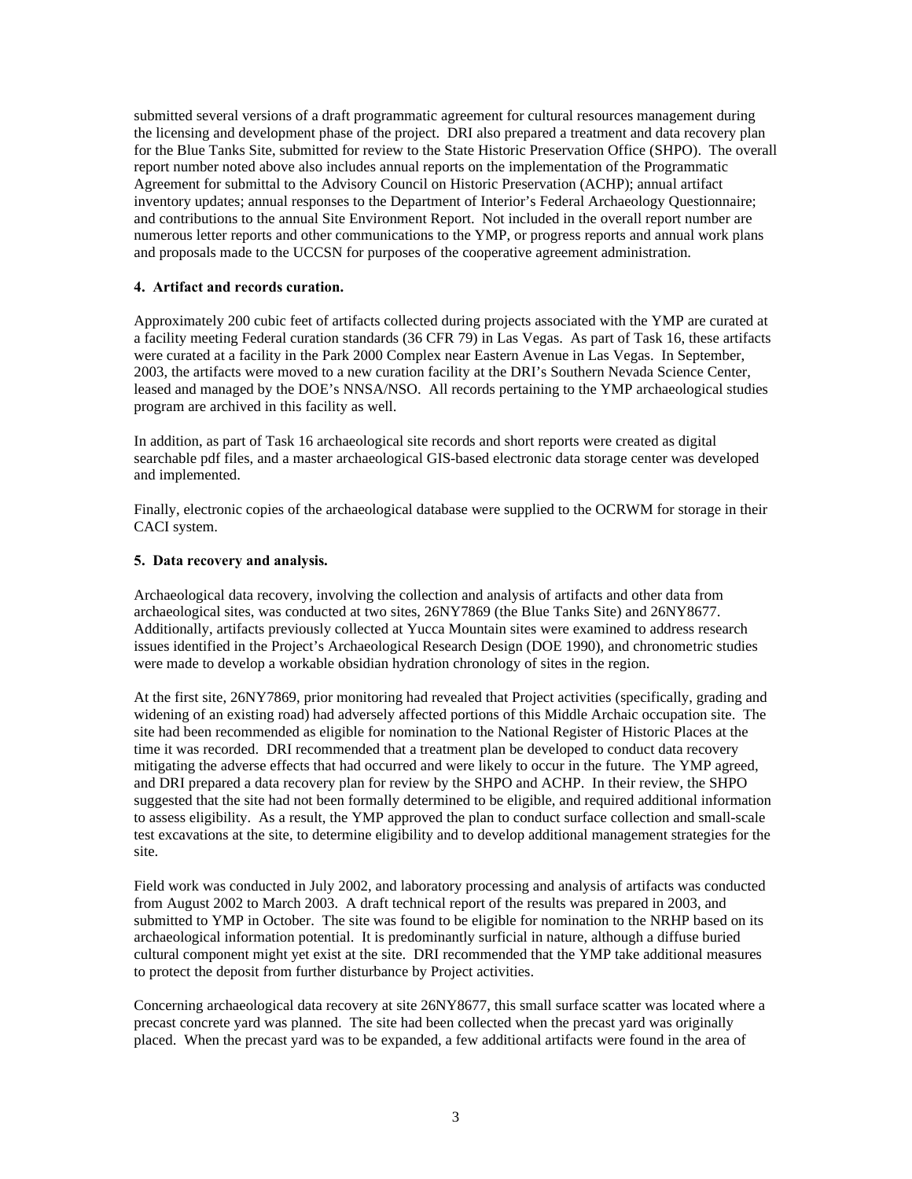submitted several versions of a draft programmatic agreement for cultural resources management during the licensing and development phase of the project. DRI also prepared a treatment and data recovery plan for the Blue Tanks Site, submitted for review to the State Historic Preservation Office (SHPO). The overall report number noted above also includes annual reports on the implementation of the Programmatic Agreement for submittal to the Advisory Council on Historic Preservation (ACHP); annual artifact inventory updates; annual responses to the Department of Interior's Federal Archaeology Questionnaire; and contributions to the annual Site Environment Report. Not included in the overall report number are numerous letter reports and other communications to the YMP, or progress reports and annual work plans and proposals made to the UCCSN for purposes of the cooperative agreement administration.

**4. Artifact and records curation.**

Approximately 200 cubic feet of artifacts collected during projects associated with the YMP are curated at a facility meeting Federal curation standards (36 CFR 79) in Las Vegas. As part of Task 16, these artifacts were curated at a facility in the Park 2000 Complex near Eastern Avenue in Las Vegas. In September, 2003, the artifacts were moved to a new curation facility at the DRI's Southern Nevada Science Center, leased and managed by the DOE's NNSA/NSO. All records pertaining to the YMP archaeological studies program are archived in this facility as well.

In addition, as part of Task 16 archaeological site records and short reports were created as digital searchable pdf files, and a master archaeological GIS-based electronic data storage center was developed and implemented.

Finally, electronic copies of the archaeological database were supplied to the OCRWM for storage in their CACI system.

**5. Data recovery and analysis.**

Archaeological data recovery, involving the collection and analysis of artifacts and other data from archaeological sites, was conducted at two sites, 26NY7869 (the Blue Tanks Site) and 26NY8677. Additionally, artifacts previously collected at Yucca Mountain sites were examined to address research issues identified in the Project's Archaeological Research Design (DOE 1990), and chronometric studies were made to develop a workable obsidian hydration chronology of sites in the region.

At the first site, 26NY7869, prior monitoring had revealed that Project activities (specifically, grading and widening of an existing road) had adversely affected portions of this Middle Archaic occupation site. The site had been recommended as eligible for nomination to the National Register of Historic Places at the time it was recorded. DRI recommended that a treatment plan be developed to conduct data recovery mitigating the adverse effects that had occurred and were likely to occur in the future. The YMP agreed, and DRI prepared a data recovery plan for review by the SHPO and ACHP. In their review, the SHPO suggested that the site had not been formally determined to be eligible, and required additional information to assess eligibility. As a result, the YMP approved the plan to conduct surface collection and small-scale test excavations at the site, to determine eligibility and to develop additional management strategies for the site.

Field work was conducted in July 2002, and laboratory processing and analysis of artifacts was conducted from August 2002 to March 2003. A draft technical report of the results was prepared in 2003, and submitted to YMP in October. The site was found to be eligible for nomination to the NRHP based on its archaeological information potential. It is predominantly surficial in nature, although a diffuse buried cultural component might yet exist at the site. DRI recommended that the YMP take additional measures to protect the deposit from further disturbance by Project activities.

Concerning archaeological data recovery at site 26NY8677, this small surface scatter was located where a precast concrete yard was planned. The site had been collected when the precast yard was originally placed. When the precast yard was to be expanded, a few additional artifacts were found in the area of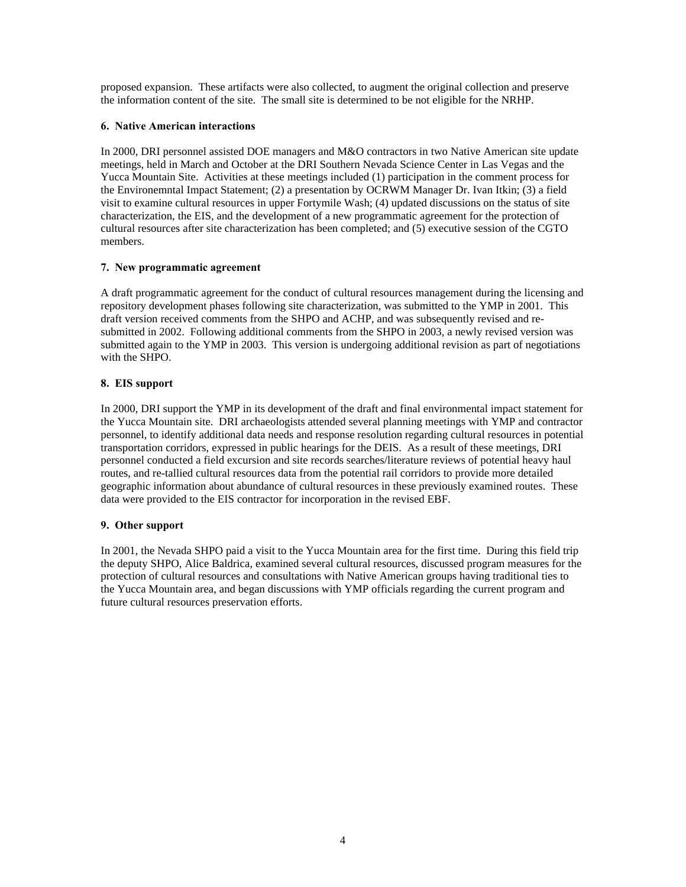proposed expansion. These artifacts were also collected, to augment the original collection and preserve the information content of the site. The small site is determined to be not eligible for the NRHP.

**6. Native American interactions**

In 2000, DRI personnel assisted DOE managers and M&O contractors in two Native American site update meetings, held in March and October at the DRI Southern Nevada Science Center in Las Vegas and the Yucca Mountain Site. Activities at these meetings included (1) participation in the comment process for the Environemntal Impact Statement; (2) a presentation by OCRWM Manager Dr. Ivan Itkin; (3) a field visit to examine cultural resources in upper Fortymile Wash; (4) updated discussions on the status of site characterization, the EIS, and the development of a new programmatic agreement for the protection of cultural resources after site characterization has been completed; and (5) executive session of the CGTO members.

**7. New programmatic agreement**

A draft programmatic agreement for the conduct of cultural resources management during the licensing and repository development phases following site characterization, was submitted to the YMP in 2001. This draft version received comments from the SHPO and ACHP, and was subsequently revised and re-submitted in 2002. Following additional comments from the SHPO in 2003, a newly revised version was submitted again to the YMP in 2003. This version is undergoing additional revision as part of negotiations with the SHPO.

**8. EIS support**

In 2000, DRI support the YMP in its development of the draft and final environmental impact statement for the Yucca Mountain site. DRI archaeologists attended several planning meetings with YMP and contractor personnel, to identify additional data needs and response resolution regarding cultural resources in potential transportation corridors, expressed in public hearings for the DEIS. As a result of these meetings, DRI personnel conducted a field excursion and site records searches/literature reviews of potential heavy haul routes, and re-tallied cultural resources data from the potential rail corridors to provide more detailed geographic information about abundance of cultural resources in these previously examined routes. These data were provided to the EIS contractor for incorporation in the revised EBF.

**9. Other support**

In 2001, the Nevada SHPO paid a visit to the Yucca Mountain area for the first time. During this field trip the deputy SHPO, Alice Baldrica, examined several cultural resources, discussed program measures for the protection of cultural resources and consultations with Native American groups having traditional ties to the Yucca Mountain area, and began discussions with YMP officials regarding the current program and future cultural resources preservation efforts.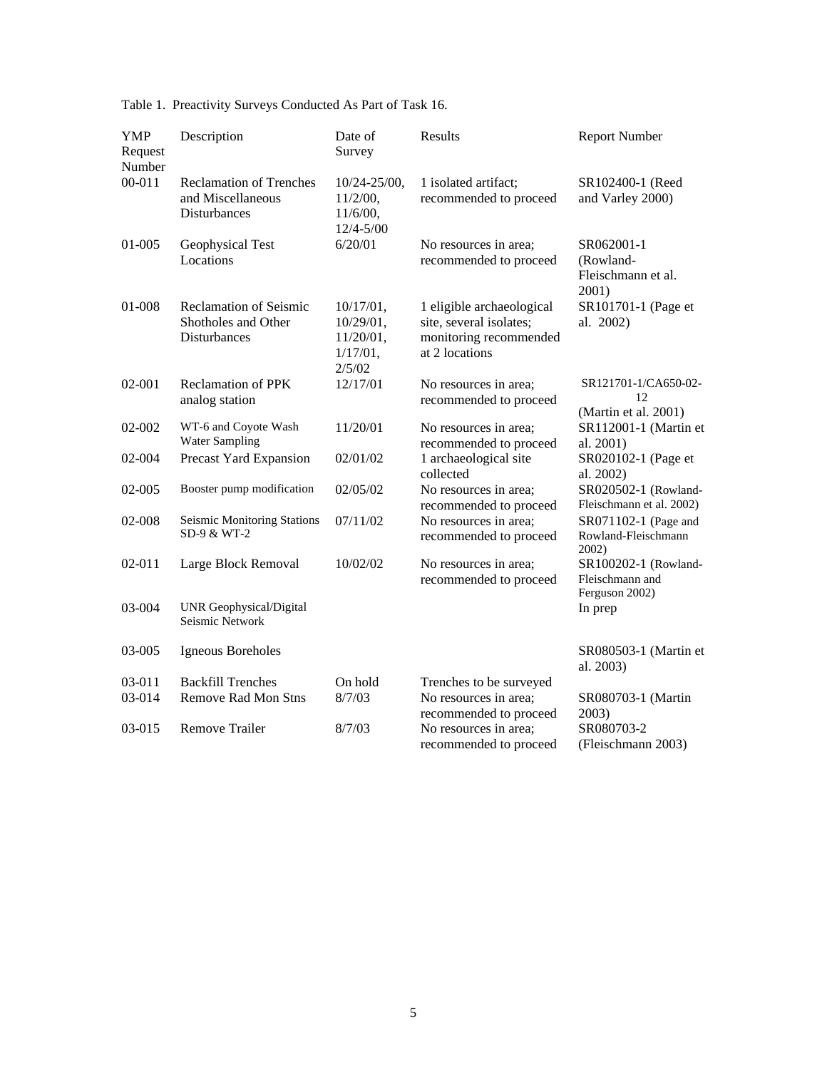Table 1. Preactivity Surveys Conducted As Part of Task 16.

| YMP Request Number | Description | Date of Survey | Results | Report Number |
|---|---|---|---|---|
| 00-011 | Reclamation of Trenches and Miscellaneous Disturbances | 10/24-25/00, 11/2/00, 11/6/00, 12/4-5/00 | 1 isolated artifact; recommended to proceed | SR102400-1 (Reed and Varley 2000) |
| 01-005 | Geophysical Test Locations | 6/20/01 | No resources in area; recommended to proceed | SR062001-1 (Rowland-Fleischmann et al. 2001) |
| 01-008 | Reclamation of Seismic Shotholes and Other Disturbances | 10/17/01, 10/29/01, 11/20/01, 1/17/01, 2/5/02 | 1 eligible archaeological site, several isolates; monitoring recommended at 2 locations | SR101701-1 (Page et al. 2002) |
| 02-001 | Reclamation of PPK analog station | 12/17/01 | No resources in area; recommended to proceed | SR121701-1/CA650-02-12 (Martin et al. 2001) |
| 02-002 | WT-6 and Coyote Wash Water Sampling | 11/20/01 | No resources in area; recommended to proceed | SR112001-1 (Martin et al. 2001) |
| 02-004 | Precast Yard Expansion | 02/01/02 | 1 archaeological site collected | SR020102-1 (Page et al. 2002) |
| 02-005 | Booster pump modification | 02/05/02 | No resources in area; recommended to proceed | SR020502-1 (Rowland-Fleischmann et al. 2002) |
| 02-008 | Seismic Monitoring Stations SD-9 & WT-2 | 07/11/02 | No resources in area; recommended to proceed | SR071102-1 (Page and Rowland-Fleischmann 2002) |
| 02-011 | Large Block Removal | 10/02/02 | No resources in area; recommended to proceed | SR100202-1 (Rowland-Fleischmann and Ferguson 2002) |
| 03-004 | UNR Geophysical/Digital Seismic Network | | | In prep |
| 03-005 | Igneous Boreholes | | | SR080503-1 (Martin et al. 2003) |
| 03-011 | Backfill Trenches | On hold | Trenches to be surveyed | |
| 03-014 | Remove Rad Mon Stns | 8/7/03 | No resources in area; recommended to proceed | SR080703-1 (Martin 2003) |
| 03-015 | Remove Trailer | 8/7/03 | No resources in area; recommended to proceed | SR080703-2 (Fleischmann 2003) |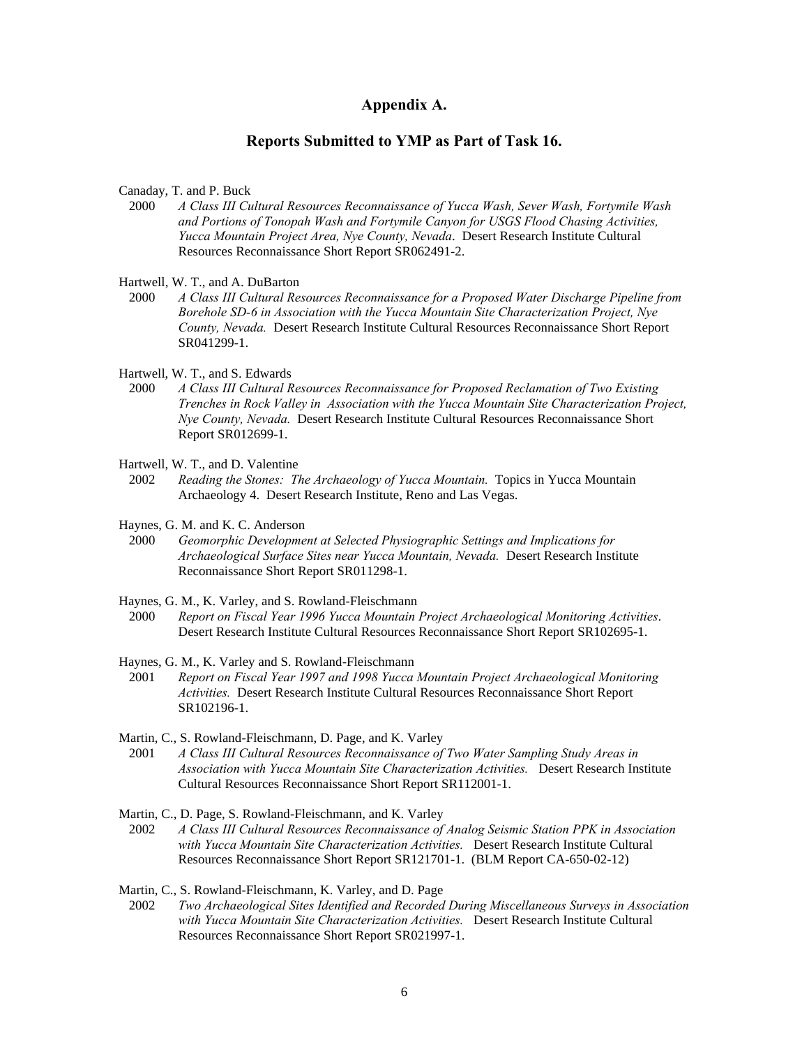# Appendix A.

## Reports Submitted to YMP as Part of Task 16.

Canaday, T. and P. Buck
2000 *A Class III Cultural Resources Reconnaissance of Yucca Wash, Sever Wash, Fortymile Wash and Portions of Tonopah Wash and Fortymile Canyon for USGS Flood Chasing Activities, Yucca Mountain Project Area, Nye County, Nevada*. Desert Research Institute Cultural Resources Reconnaissance Short Report SR062491-2.

Hartwell, W. T., and A. DuBarton
2000 *A Class III Cultural Resources Reconnaissance for a Proposed Water Discharge Pipeline from Borehole SD-6 in Association with the Yucca Mountain Site Characterization Project, Nye County, Nevada.* Desert Research Institute Cultural Resources Reconnaissance Short Report SR041299-1.

Hartwell, W. T., and S. Edwards
2000 *A Class III Cultural Resources Reconnaissance for Proposed Reclamation of Two Existing Trenches in Rock Valley in Association with the Yucca Mountain Site Characterization Project, Nye County, Nevada.* Desert Research Institute Cultural Resources Reconnaissance Short Report SR012699-1.

Hartwell, W. T., and D. Valentine
2002 *Reading the Stones: The Archaeology of Yucca Mountain.* Topics in Yucca Mountain Archaeology 4. Desert Research Institute, Reno and Las Vegas.

Haynes, G. M. and K. C. Anderson
2000 *Geomorphic Development at Selected Physiographic Settings and Implications for Archaeological Surface Sites near Yucca Mountain, Nevada.* Desert Research Institute Reconnaissance Short Report SR011298-1.

Haynes, G. M., K. Varley, and S. Rowland-Fleischmann
2000 *Report on Fiscal Year 1996 Yucca Mountain Project Archaeological Monitoring Activities*. Desert Research Institute Cultural Resources Reconnaissance Short Report SR102695-1.

Haynes, G. M., K. Varley and S. Rowland-Fleischmann
2001 *Report on Fiscal Year 1997 and 1998 Yucca Mountain Project Archaeological Monitoring Activities.* Desert Research Institute Cultural Resources Reconnaissance Short Report SR102196-1.

Martin, C., S. Rowland-Fleischmann, D. Page, and K. Varley
2001 *A Class III Cultural Resources Reconnaissance of Two Water Sampling Study Areas in Association with Yucca Mountain Site Characterization Activities.* Desert Research Institute Cultural Resources Reconnaissance Short Report SR112001-1.

Martin, C., D. Page, S. Rowland-Fleischmann, and K. Varley
2002 *A Class III Cultural Resources Reconnaissance of Analog Seismic Station PPK in Association with Yucca Mountain Site Characterization Activities.* Desert Research Institute Cultural Resources Reconnaissance Short Report SR121701-1. (BLM Report CA-650-02-12)

Martin, C., S. Rowland-Fleischmann, K. Varley, and D. Page
2002 *Two Archaeological Sites Identified and Recorded During Miscellaneous Surveys in Association with Yucca Mountain Site Characterization Activities.* Desert Research Institute Cultural Resources Reconnaissance Short Report SR021997-1.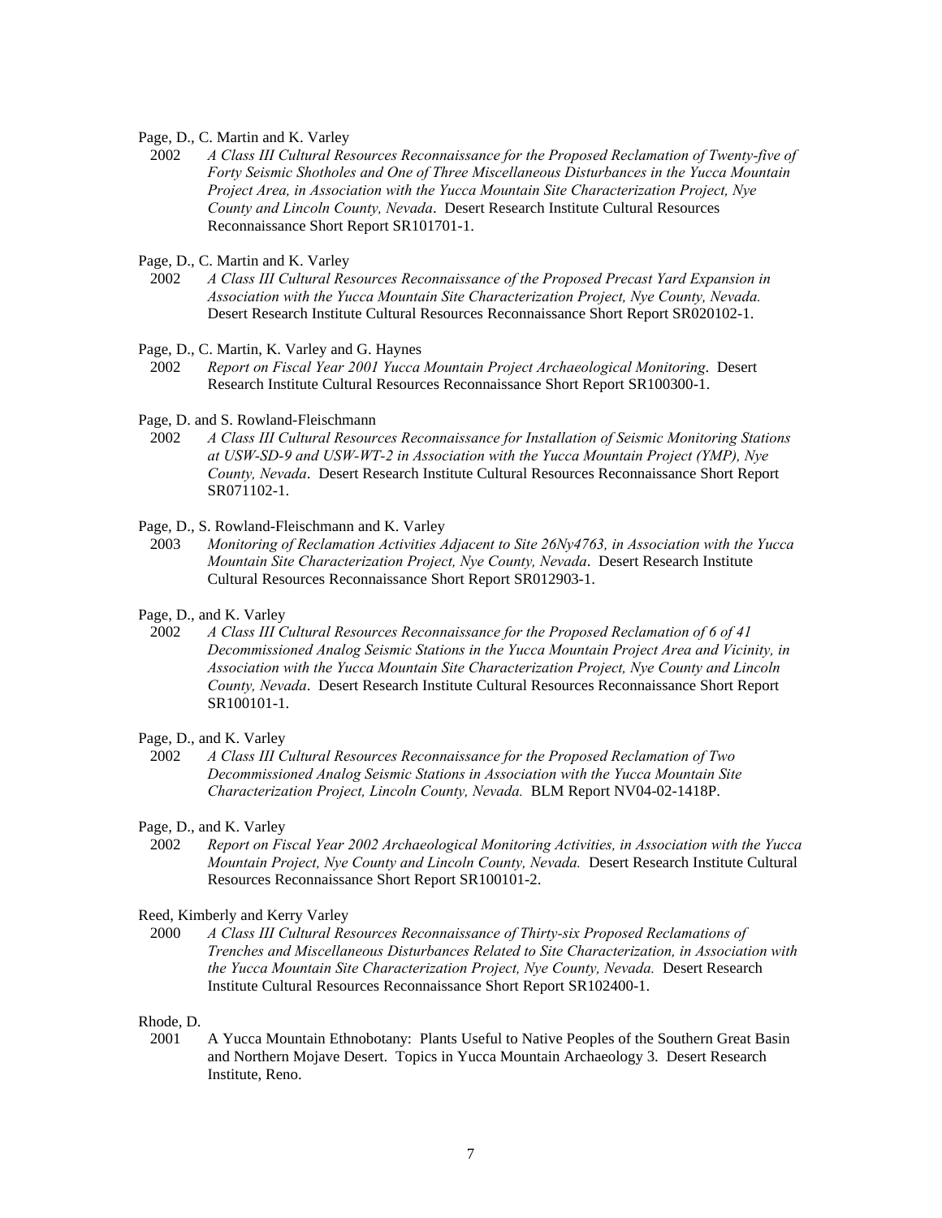Page, D., C. Martin and K. Varley

2002 *A Class III Cultural Resources Reconnaissance for the Proposed Reclamation of Twenty-five of Forty Seismic Shotholes and One of Three Miscellaneous Disturbances in the Yucca Mountain Project Area, in Association with the Yucca Mountain Site Characterization Project, Nye County and Lincoln County, Nevada*. Desert Research Institute Cultural Resources Reconnaissance Short Report SR101701-1.

Page, D., C. Martin and K. Varley

2002 *A Class III Cultural Resources Reconnaissance of the Proposed Precast Yard Expansion in Association with the Yucca Mountain Site Characterization Project, Nye County, Nevada.* Desert Research Institute Cultural Resources Reconnaissance Short Report SR020102-1.

Page, D., C. Martin, K. Varley and G. Haynes

2002 *Report on Fiscal Year 2001 Yucca Mountain Project Archaeological Monitoring*. Desert Research Institute Cultural Resources Reconnaissance Short Report SR100300-1.

Page, D. and S. Rowland-Fleischmann

2002 *A Class III Cultural Resources Reconnaissance for Installation of Seismic Monitoring Stations at USW-SD-9 and USW-WT-2 in Association with the Yucca Mountain Project (YMP), Nye County, Nevada*. Desert Research Institute Cultural Resources Reconnaissance Short Report SR071102-1.

Page, D., S. Rowland-Fleischmann and K. Varley

2003 *Monitoring of Reclamation Activities Adjacent to Site 26Ny4763, in Association with the Yucca Mountain Site Characterization Project, Nye County, Nevada*. Desert Research Institute Cultural Resources Reconnaissance Short Report SR012903-1.

Page, D., and K. Varley

2002 *A Class III Cultural Resources Reconnaissance for the Proposed Reclamation of 6 of 41 Decommissioned Analog Seismic Stations in the Yucca Mountain Project Area and Vicinity, in Association with the Yucca Mountain Site Characterization Project, Nye County and Lincoln County, Nevada*. Desert Research Institute Cultural Resources Reconnaissance Short Report SR100101-1.

Page, D., and K. Varley

2002 *A Class III Cultural Resources Reconnaissance for the Proposed Reclamation of Two Decommissioned Analog Seismic Stations in Association with the Yucca Mountain Site Characterization Project, Lincoln County, Nevada.* BLM Report NV04-02-1418P.

Page, D., and K. Varley

2002 *Report on Fiscal Year 2002 Archaeological Monitoring Activities, in Association with the Yucca Mountain Project, Nye County and Lincoln County, Nevada.* Desert Research Institute Cultural Resources Reconnaissance Short Report SR100101-2.

Reed, Kimberly and Kerry Varley

2000 *A Class III Cultural Resources Reconnaissance of Thirty-six Proposed Reclamations of Trenches and Miscellaneous Disturbances Related to Site Characterization, in Association with the Yucca Mountain Site Characterization Project, Nye County, Nevada.* Desert Research Institute Cultural Resources Reconnaissance Short Report SR102400-1.

Rhode, D.

2001 A Yucca Mountain Ethnobotany: Plants Useful to Native Peoples of the Southern Great Basin and Northern Mojave Desert. Topics in Yucca Mountain Archaeology 3. Desert Research Institute, Reno.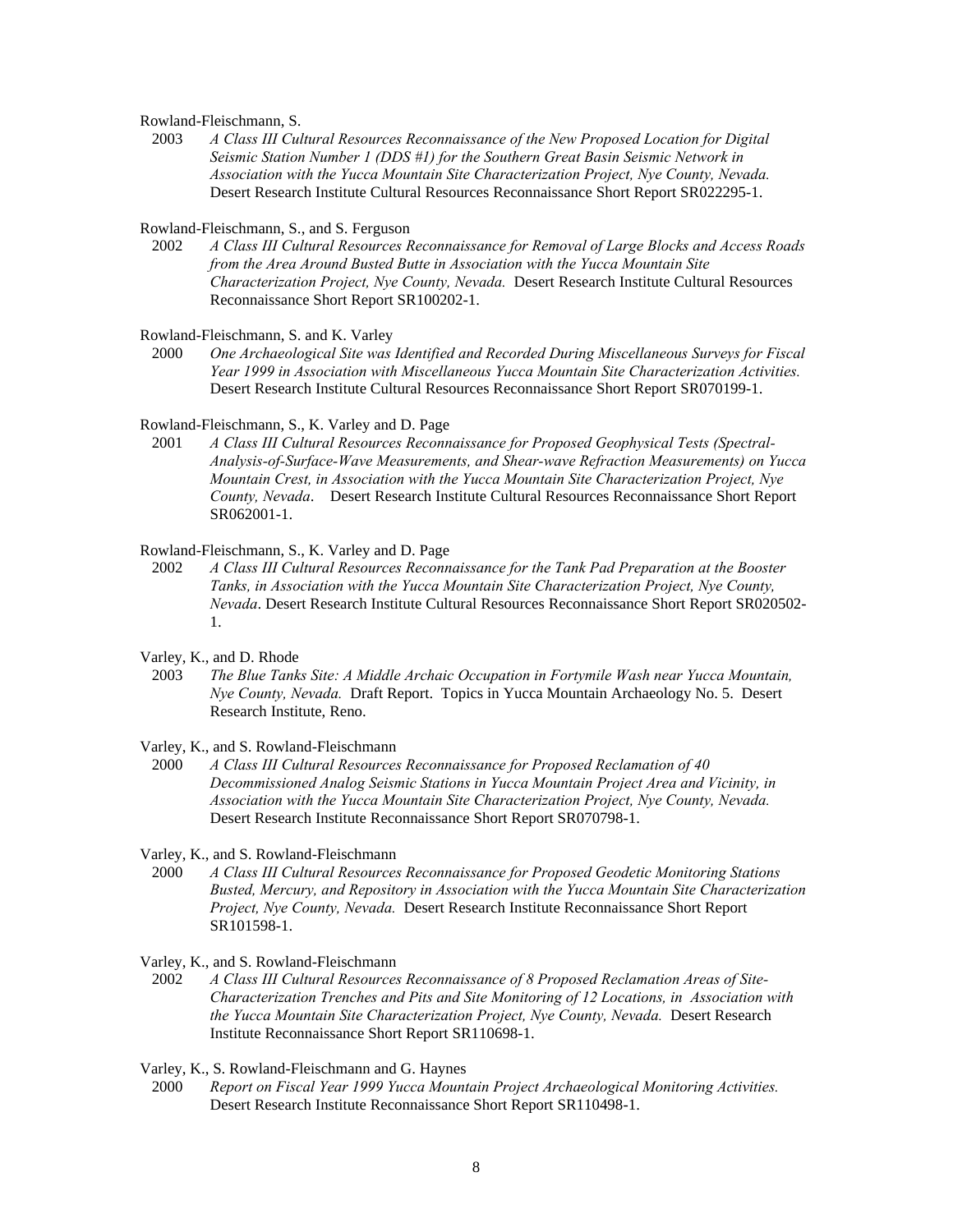Rowland-Fleischmann, S.

2003 *A Class III Cultural Resources Reconnaissance of the New Proposed Location for Digital Seismic Station Number 1 (DDS #1) for the Southern Great Basin Seismic Network in Association with the Yucca Mountain Site Characterization Project, Nye County, Nevada.* Desert Research Institute Cultural Resources Reconnaissance Short Report SR022295-1.

Rowland-Fleischmann, S., and S. Ferguson

2002 *A Class III Cultural Resources Reconnaissance for Removal of Large Blocks and Access Roads from the Area Around Busted Butte in Association with the Yucca Mountain Site Characterization Project, Nye County, Nevada.* Desert Research Institute Cultural Resources Reconnaissance Short Report SR100202-1.

Rowland-Fleischmann, S. and K. Varley

2000 *One Archaeological Site was Identified and Recorded During Miscellaneous Surveys for Fiscal Year 1999 in Association with Miscellaneous Yucca Mountain Site Characterization Activities.* Desert Research Institute Cultural Resources Reconnaissance Short Report SR070199-1.

Rowland-Fleischmann, S., K. Varley and D. Page

2001 *A Class III Cultural Resources Reconnaissance for Proposed Geophysical Tests (Spectral-Analysis-of-Surface-Wave Measurements, and Shear-wave Refraction Measurements) on Yucca Mountain Crest, in Association with the Yucca Mountain Site Characterization Project, Nye County, Nevada*. Desert Research Institute Cultural Resources Reconnaissance Short Report SR062001-1.

Rowland-Fleischmann, S., K. Varley and D. Page

2002 *A Class III Cultural Resources Reconnaissance for the Tank Pad Preparation at the Booster Tanks, in Association with the Yucca Mountain Site Characterization Project, Nye County, Nevada*. Desert Research Institute Cultural Resources Reconnaissance Short Report SR020502-1.

Varley, K., and D. Rhode

2003 *The Blue Tanks Site: A Middle Archaic Occupation in Fortymile Wash near Yucca Mountain, Nye County, Nevada.* Draft Report. Topics in Yucca Mountain Archaeology No. 5. Desert Research Institute, Reno.

Varley, K., and S. Rowland-Fleischmann

2000 *A Class III Cultural Resources Reconnaissance for Proposed Reclamation of 40 Decommissioned Analog Seismic Stations in Yucca Mountain Project Area and Vicinity, in Association with the Yucca Mountain Site Characterization Project, Nye County, Nevada.* Desert Research Institute Reconnaissance Short Report SR070798-1.

Varley, K., and S. Rowland-Fleischmann

2000 *A Class III Cultural Resources Reconnaissance for Proposed Geodetic Monitoring Stations Busted, Mercury, and Repository in Association with the Yucca Mountain Site Characterization Project, Nye County, Nevada.* Desert Research Institute Reconnaissance Short Report SR101598-1.

Varley, K., and S. Rowland-Fleischmann

2002 *A Class III Cultural Resources Reconnaissance of 8 Proposed Reclamation Areas of Site-Characterization Trenches and Pits and Site Monitoring of 12 Locations, in Association with the Yucca Mountain Site Characterization Project, Nye County, Nevada.* Desert Research Institute Reconnaissance Short Report SR110698-1.

Varley, K., S. Rowland-Fleischmann and G. Haynes

2000 *Report on Fiscal Year 1999 Yucca Mountain Project Archaeological Monitoring Activities.* Desert Research Institute Reconnaissance Short Report SR110498-1.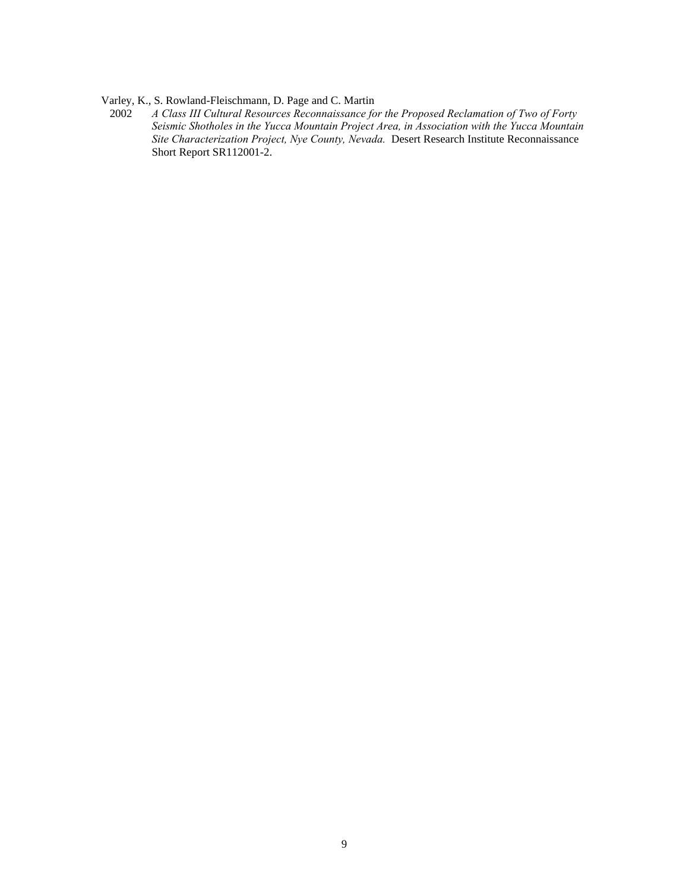Varley, K., S. Rowland-Fleischmann, D. Page and C. Martin

2002 *A Class III Cultural Resources Reconnaissance for the Proposed Reclamation of Two of Forty Seismic Shotholes in the Yucca Mountain Project Area, in Association with the Yucca Mountain Site Characterization Project, Nye County, Nevada.* Desert Research Institute Reconnaissance Short Report SR112001-2.